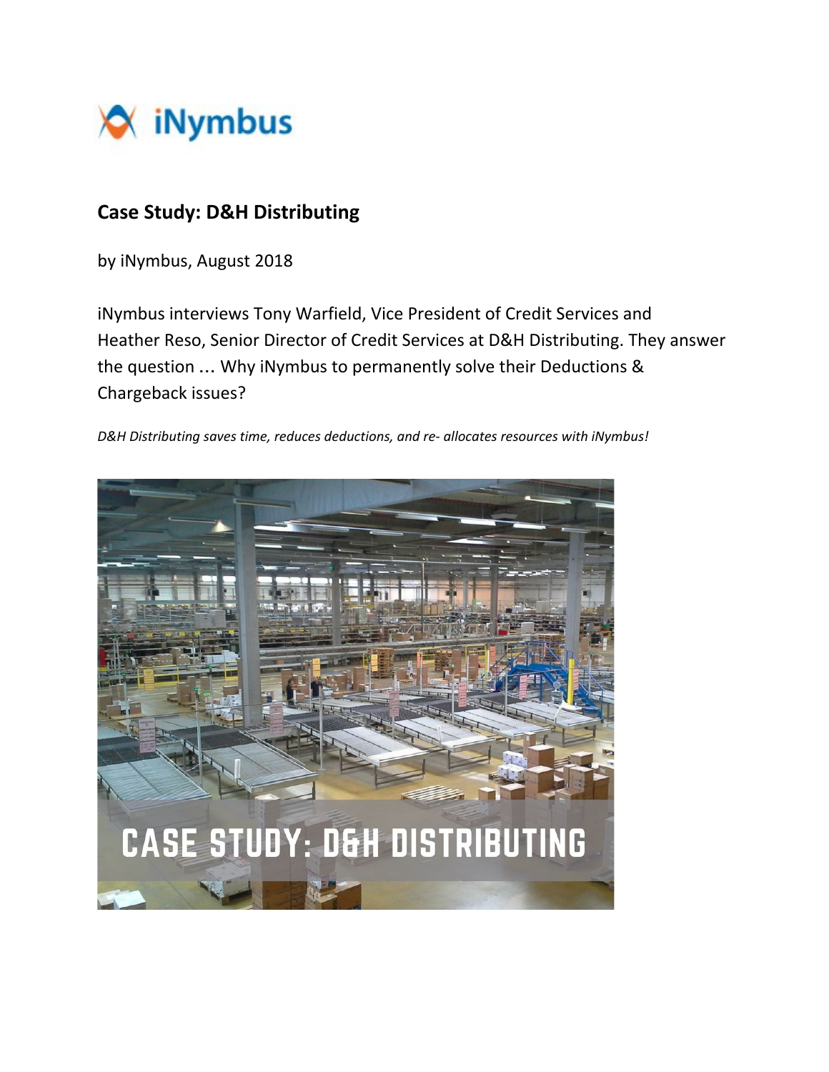iNymbus

## Case Study: D&H Distributing

by iNymbus, August 2018

iNymbus interviews Tony Warfield, Vice President of Credit Services and Heather Reso, Senior Director of Credit Services at D&H Distributing. They answer the question ... Why iNymbus to permanently solve their Deductions & Chargeback issues?

*D&H Distributing saves time, reduces deductions, and re- allocates resources with iNymbus!*

CASE STUDY: D&H DISTRIBUTING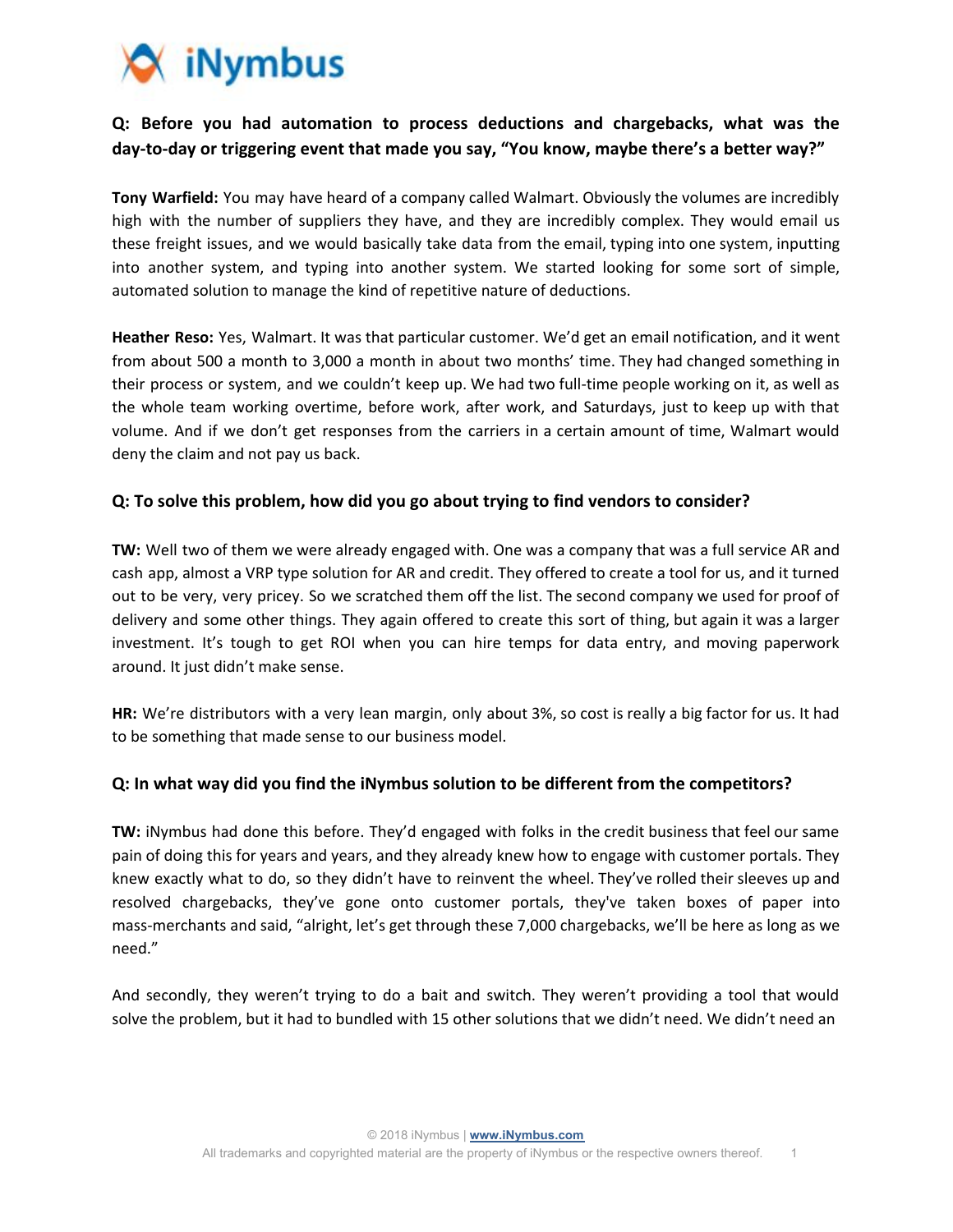**Q: Before you had automation to process deductions and chargebacks, what was the day-to-day or triggering event that made you say, "You know, maybe there's a better way?"**

**Tony Warfield:** You may have heard of a company called Walmart. Obviously the volumes are incredibly high with the number of suppliers they have, and they are incredibly complex. They would email us these freight issues, and we would basically take data from the email, typing into one system, inputting into another system, and typing into another system. We started looking for some sort of simple, automated solution to manage the kind of repetitive nature of deductions.

**Heather Reso:** Yes, Walmart. It was that particular customer. We'd get an email notification, and it went from about 500 a month to 3,000 a month in about two months' time. They had changed something in their process or system, and we couldn't keep up. We had two full-time people working on it, as well as the whole team working overtime, before work, after work, and Saturdays, just to keep up with that volume. And if we don't get responses from the carriers in a certain amount of time, Walmart would deny the claim and not pay us back.

**Q: To solve this problem, how did you go about trying to find vendors to consider?**

**TW:** Well two of them we were already engaged with. One was a company that was a full service AR and cash app, almost a VRP type solution for AR and credit. They offered to create a tool for us, and it turned out to be very, very pricey. So we scratched them off the list. The second company we used for proof of delivery and some other things. They again offered to create this sort of thing, but again it was a larger investment. It's tough to get ROI when you can hire temps for data entry, and moving paperwork around. It just didn't make sense.

**HR:** We're distributors with a very lean margin, only about 3%, so cost is really a big factor for us. It had to be something that made sense to our business model.

**Q: In what way did you find the iNymbus solution to be different from the competitors?**

**TW:** iNymbus had done this before. They'd engaged with folks in the credit business that feel our same pain of doing this for years and years, and they already knew how to engage with customer portals. They knew exactly what to do, so they didn't have to reinvent the wheel. They've rolled their sleeves up and resolved chargebacks, they've gone onto customer portals, they've taken boxes of paper into mass-merchants and said, "alright, let's get through these 7,000 chargebacks, we'll be here as long as we need."

And secondly, they weren't trying to do a bait and switch. They weren't providing a tool that would solve the problem, but it had to bundled with 15 other solutions that we didn't need. We didn't need an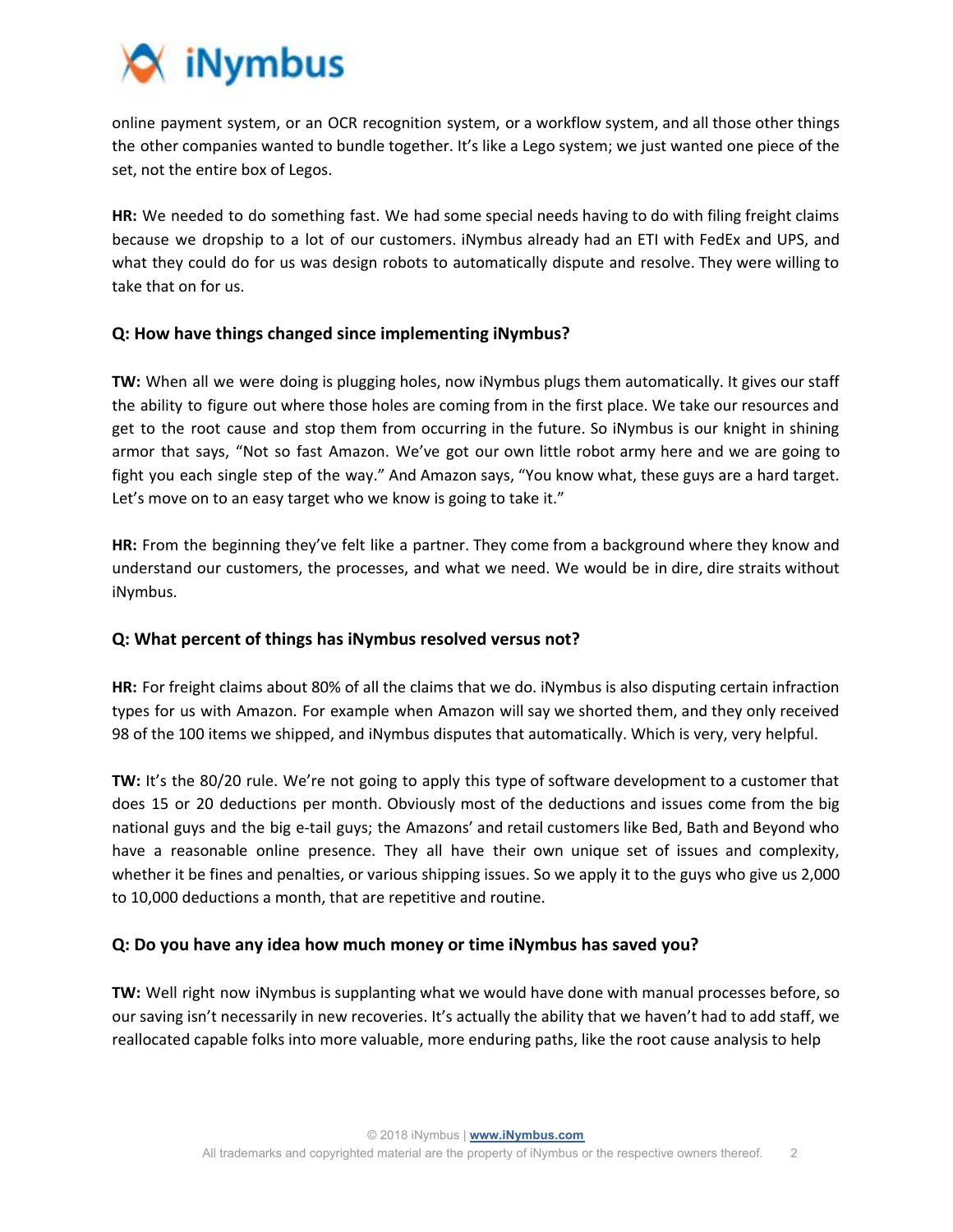online payment system, or an OCR recognition system, or a workflow system, and all those other things the other companies wanted to bundle together. It's like a Lego system; we just wanted one piece of the set, not the entire box of Legos.

**HR:** We needed to do something fast. We had some special needs having to do with filing freight claims because we dropship to a lot of our customers. iNymbus already had an ETI with FedEx and UPS, and what they could do for us was design robots to automatically dispute and resolve. They were willing to take that on for us.

### Q: How have things changed since implementing iNymbus?

**TW:** When all we were doing is plugging holes, now iNymbus plugs them automatically. It gives our staff the ability to figure out where those holes are coming from in the first place. We take our resources and get to the root cause and stop them from occurring in the future. So iNymbus is our knight in shining armor that says, "Not so fast Amazon. We've got our own little robot army here and we are going to fight you each single step of the way." And Amazon says, "You know what, these guys are a hard target. Let's move on to an easy target who we know is going to take it."

**HR:** From the beginning they've felt like a partner. They come from a background where they know and understand our customers, the processes, and what we need. We would be in dire, dire straits without iNymbus.

### Q: What percent of things has iNymbus resolved versus not?

**HR:** For freight claims about 80% of all the claims that we do. iNymbus is also disputing certain infraction types for us with Amazon. For example when Amazon will say we shorted them, and they only received 98 of the 100 items we shipped, and iNymbus disputes that automatically. Which is very, very helpful.

**TW:** It's the 80/20 rule. We're not going to apply this type of software development to a customer that does 15 or 20 deductions per month. Obviously most of the deductions and issues come from the big national guys and the big e-tail guys; the Amazons' and retail customers like Bed, Bath and Beyond who have a reasonable online presence. They all have their own unique set of issues and complexity, whether it be fines and penalties, or various shipping issues. So we apply it to the guys who give us 2,000 to 10,000 deductions a month, that are repetitive and routine.

### Q: Do you have any idea how much money or time iNymbus has saved you?

**TW:** Well right now iNymbus is supplanting what we would have done with manual processes before, so our saving isn't necessarily in new recoveries. It's actually the ability that we haven't had to add staff, we reallocated capable folks into more valuable, more enduring paths, like the root cause analysis to help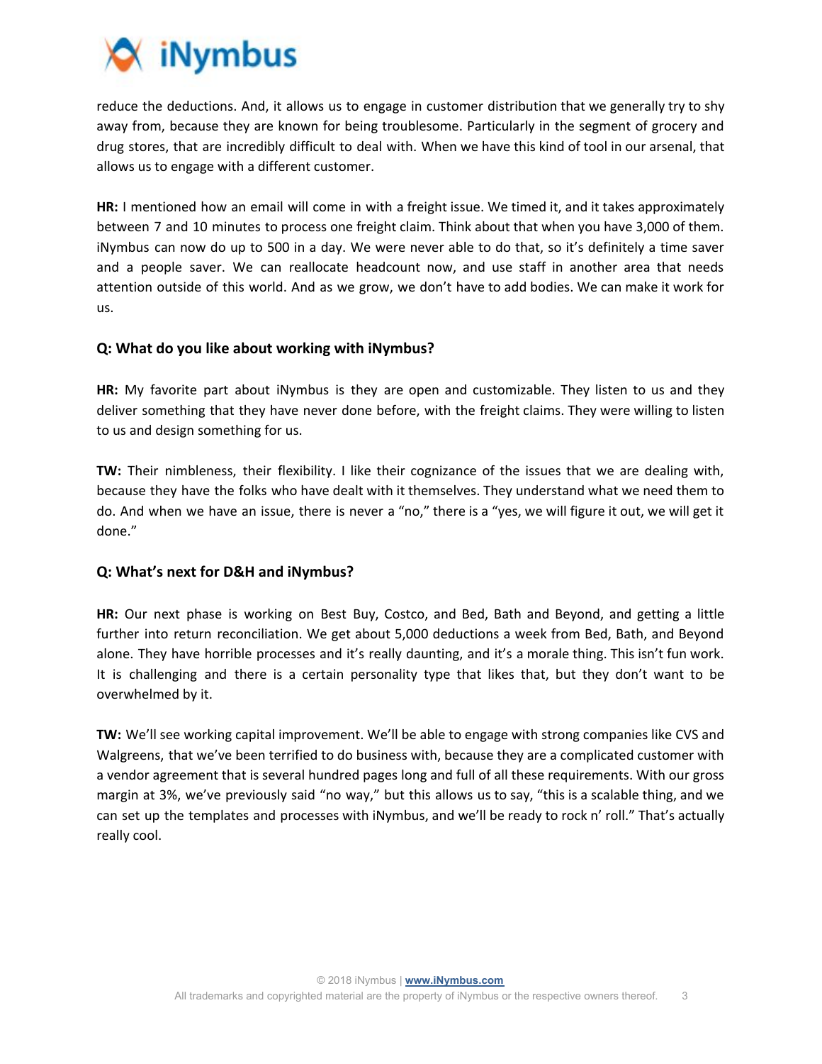reduce the deductions. And, it allows us to engage in customer distribution that we generally try to shy away from, because they are known for being troublesome. Particularly in the segment of grocery and drug stores, that are incredibly difficult to deal with. When we have this kind of tool in our arsenal, that allows us to engage with a different customer.

**HR:** I mentioned how an email will come in with a freight issue. We timed it, and it takes approximately between 7 and 10 minutes to process one freight claim. Think about that when you have 3,000 of them. iNymbus can now do up to 500 in a day. We were never able to do that, so it's definitely a time saver and a people saver. We can reallocate headcount now, and use staff in another area that needs attention outside of this world. And as we grow, we don't have to add bodies. We can make it work for us.

### Q: What do you like about working with iNymbus?

**HR:** My favorite part about iNymbus is they are open and customizable. They listen to us and they deliver something that they have never done before, with the freight claims. They were willing to listen to us and design something for us.

**TW:** Their nimbleness, their flexibility. I like their cognizance of the issues that we are dealing with, because they have the folks who have dealt with it themselves. They understand what we need them to do. And when we have an issue, there is never a "no," there is a "yes, we will figure it out, we will get it done."

### Q: What's next for D&H and iNymbus?

**HR:** Our next phase is working on Best Buy, Costco, and Bed, Bath and Beyond, and getting a little further into return reconciliation. We get about 5,000 deductions a week from Bed, Bath, and Beyond alone. They have horrible processes and it's really daunting, and it's a morale thing. This isn't fun work. It is challenging and there is a certain personality type that likes that, but they don't want to be overwhelmed by it.

**TW:** We'll see working capital improvement. We'll be able to engage with strong companies like CVS and Walgreens, that we've been terrified to do business with, because they are a complicated customer with a vendor agreement that is several hundred pages long and full of all these requirements. With our gross margin at 3%, we've previously said "no way," but this allows us to say, "this is a scalable thing, and we can set up the templates and processes with iNymbus, and we'll be ready to rock n' roll." That's actually really cool.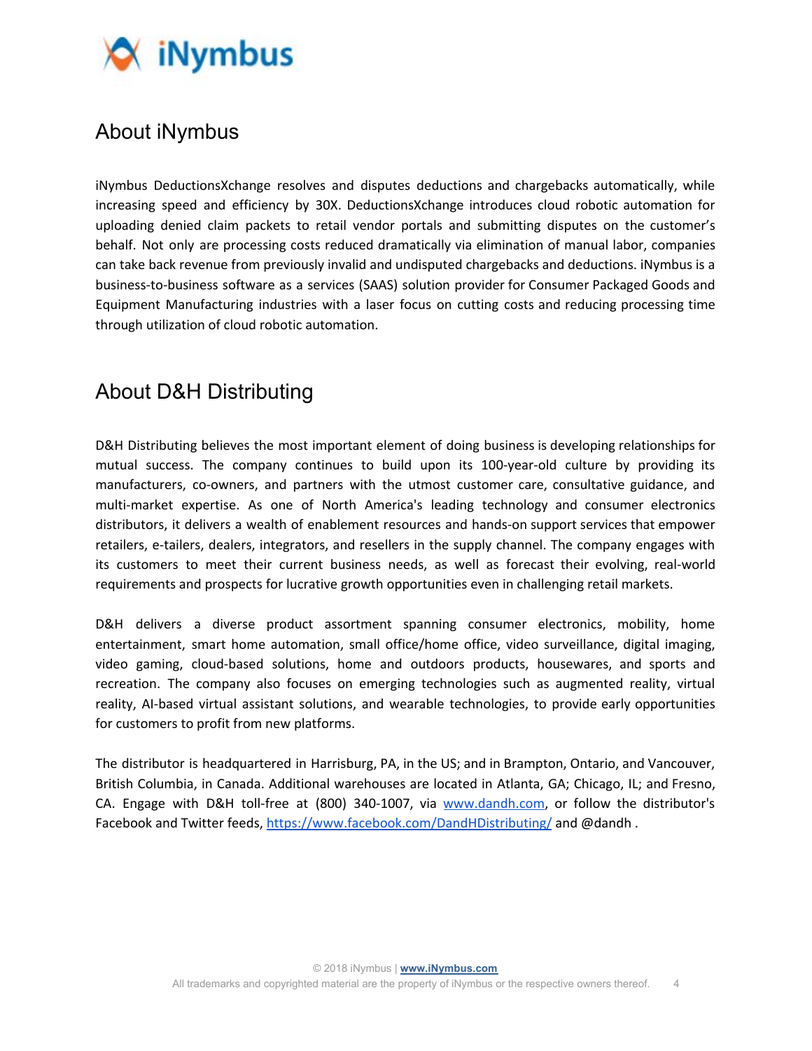## About iNymbus

iNymbus DeductionsXchange resolves and disputes deductions and chargebacks automatically, while increasing speed and efficiency by 30X. DeductionsXchange introduces cloud robotic automation for uploading denied claim packets to retail vendor portals and submitting disputes on the customer's behalf. Not only are processing costs reduced dramatically via elimination of manual labor, companies can take back revenue from previously invalid and undisputed chargebacks and deductions. iNymbus is a business-to-business software as a services (SAAS) solution provider for Consumer Packaged Goods and Equipment Manufacturing industries with a laser focus on cutting costs and reducing processing time through utilization of cloud robotic automation.

## About D&H Distributing

D&H Distributing believes the most important element of doing business is developing relationships for mutual success. The company continues to build upon its 100-year-old culture by providing its manufacturers, co-owners, and partners with the utmost customer care, consultative guidance, and multi-market expertise. As one of North America's leading technology and consumer electronics distributors, it delivers a wealth of enablement resources and hands-on support services that empower retailers, e-tailers, dealers, integrators, and resellers in the supply channel. The company engages with its customers to meet their current business needs, as well as forecast their evolving, real-world requirements and prospects for lucrative growth opportunities even in challenging retail markets.

D&H delivers a diverse product assortment spanning consumer electronics, mobility, home entertainment, smart home automation, small office/home office, video surveillance, digital imaging, video gaming, cloud-based solutions, home and outdoors products, housewares, and sports and recreation. The company also focuses on emerging technologies such as augmented reality, virtual reality, AI-based virtual assistant solutions, and wearable technologies, to provide early opportunities for customers to profit from new platforms.

The distributor is headquartered in Harrisburg, PA, in the US; and in Brampton, Ontario, and Vancouver, British Columbia, in Canada. Additional warehouses are located in Atlanta, GA; Chicago, IL; and Fresno, CA. Engage with D&H toll-free at (800) 340-1007, via [www.dandh.com](http://www.dandh.com), or follow the distributor's Facebook and Twitter feeds, [https://www.facebook.com/DandHDistributing/](https://www.facebook.com/DandHDistributing/) and @dandh .

© 2018 iNymbus | **www.iNymbus.com**
All trademarks and copyrighted material are the property of iNymbus or the respective owners thereof.